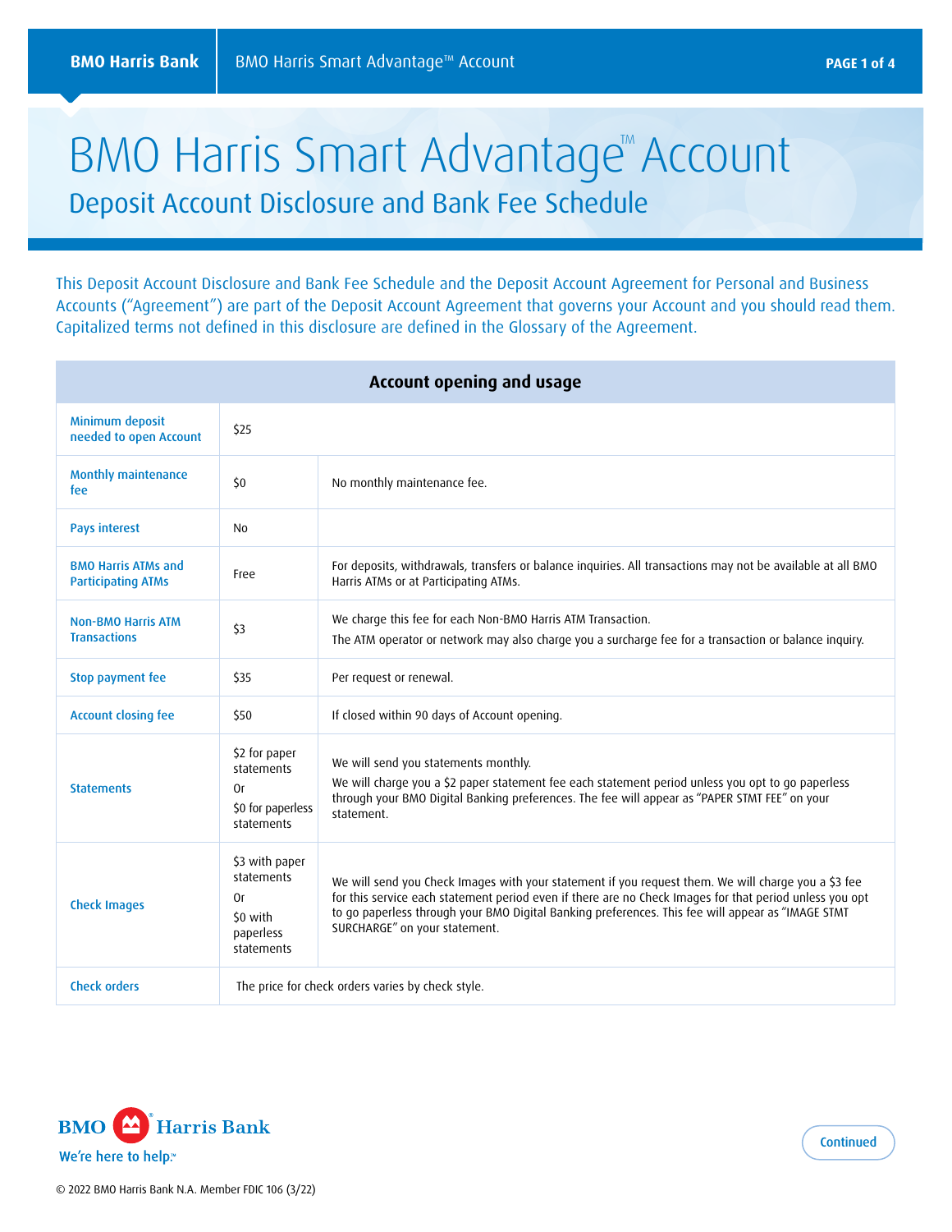# BMO Harris Smart Advantage™ Account

## Deposit Account Disclosure and Bank Fee Schedule

This Deposit Account Disclosure and Bank Fee Schedule and the Deposit Account Agreement for Personal and Business Accounts ("Agreement") are part of the Deposit Account Agreement that governs your Account and you should read them. Capitalized terms not defined in this disclosure are defined in the Glossary of the Agreement.

| Account opening and usage | | |
|---|---|---|
| Minimum deposit needed to open Account | $25 | |
| Monthly maintenance fee | $0 | No monthly maintenance fee. |
| Pays interest | No | |
| BMO Harris ATMs and Participating ATMs | Free | For deposits, withdrawals, transfers or balance inquiries. All transactions may not be available at all BMO Harris ATMs or at Participating ATMs. |
| Non-BMO Harris ATM Transactions | $3 | We charge this fee for each Non-BMO Harris ATM Transaction. The ATM operator or network may also charge you a surcharge fee for a transaction or balance inquiry. |
| Stop payment fee | $35 | Per request or renewal. |
| Account closing fee | $50 | If closed within 90 days of Account opening. |
| Statements | $2 for paper statements Or $0 for paperless statements | We will send you statements monthly. We will charge you a $2 paper statement fee each statement period unless you opt to go paperless through your BMO Digital Banking preferences. The fee will appear as "PAPER STMT FEE" on your statement. |
| Check Images | $3 with paper statements Or $0 with paperless statements | We will send you Check Images with your statement if you request them. We will charge you a $3 fee for this service each statement period even if there are no Check Images for that period unless you opt to go paperless through your BMO Digital Banking preferences. This fee will appear as "IMAGE STMT SURCHARGE" on your statement. |
| Check orders | The price for check orders varies by check style. | |

BMO Harris Bank

We're here to help.℠

Continued

© 2022 BMO Harris Bank N.A. Member FDIC 106 (3/22)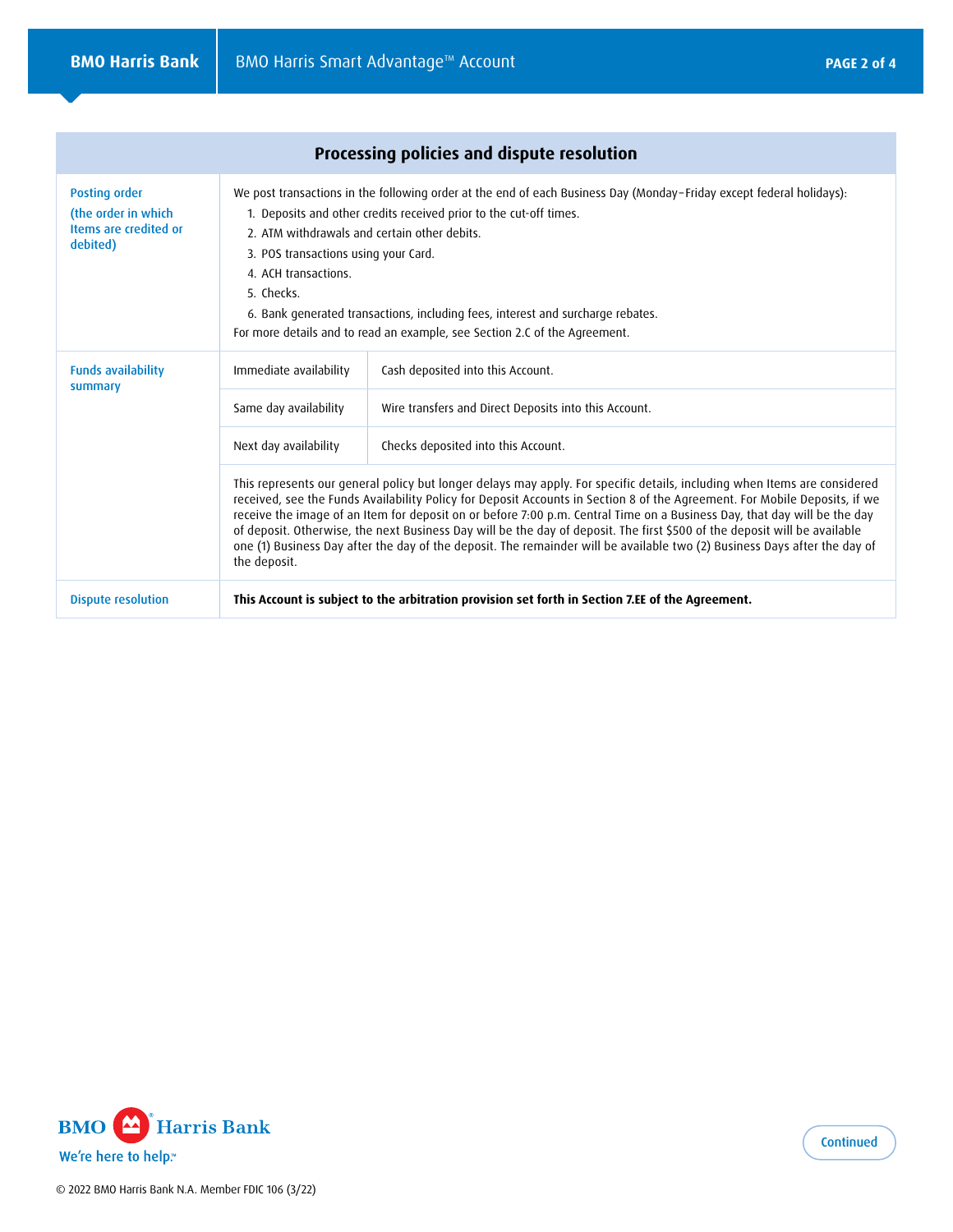## Processing policies and dispute resolution

| | | |
|---|---|---|
| **Posting order** (the order in which Items are credited or debited) | We post transactions in the following order at the end of each Business Day (Monday–Friday except federal holidays):<br>1. Deposits and other credits received prior to the cut-off times.<br>2. ATM withdrawals and certain other debits.<br>3. POS transactions using your Card.<br>4. ACH transactions.<br>5. Checks.<br>6. Bank generated transactions, including fees, interest and surcharge rebates.<br>For more details and to read an example, see Section 2.C of the Agreement. | |
| **Funds availability summary** | Immediate availability | Cash deposited into this Account. |
| | Same day availability | Wire transfers and Direct Deposits into this Account. |
| | Next day availability | Checks deposited into this Account. |
| | This represents our general policy but longer delays may apply. For specific details, including when Items are considered received, see the Funds Availability Policy for Deposit Accounts in Section 8 of the Agreement. For Mobile Deposits, if we receive the image of an Item for deposit on or before 7:00 p.m. Central Time on a Business Day, that day will be the day of deposit. Otherwise, the next Business Day will be the day of deposit. The first $500 of the deposit will be available one (1) Business Day after the day of the deposit. The remainder will be available two (2) Business Days after the day of the deposit. | |
| **Dispute resolution** | **This Account is subject to the arbitration provision set forth in Section 7.EE of the Agreement.** | |

BMO Harris Bank
We're here to help.™

Continued

© 2022 BMO Harris Bank N.A. Member FDIC 106 (3/22)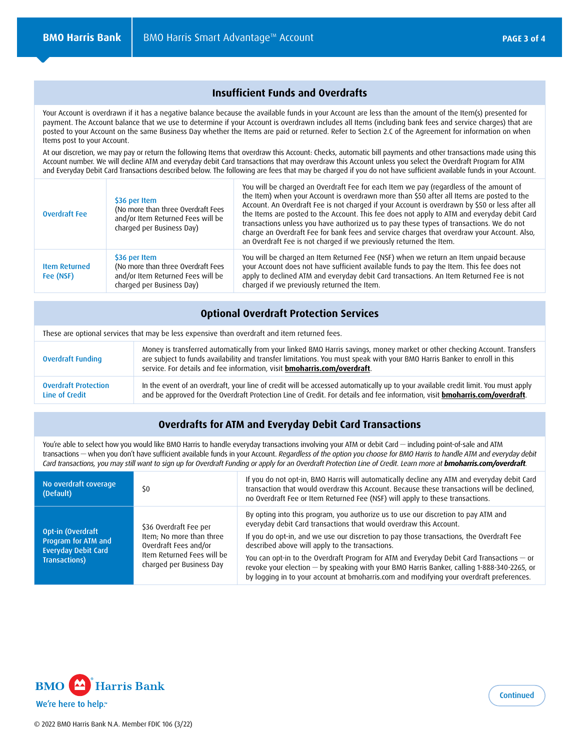## Insufficient Funds and Overdrafts

Your Account is overdrawn if it has a negative balance because the available funds in your Account are less than the amount of the Item(s) presented for payment. The Account balance that we use to determine if your Account is overdrawn includes all Items (including bank fees and service charges) that are posted to your Account on the same Business Day whether the Items are paid or returned. Refer to Section 2.C of the Agreement for information on when Items post to your Account.

At our discretion, we may pay or return the following Items that overdraw this Account: Checks, automatic bill payments and other transactions made using this Account number. We will decline ATM and everyday debit Card transactions that may overdraw this Account unless you select the Overdraft Program for ATM and Everyday Debit Card Transactions described below. The following are fees that may be charged if you do not have sufficient available funds in your Account.

| | | |
|---|---|---|
| Overdraft Fee | $36 per Item (No more than three Overdraft Fees and/or Item Returned Fees will be charged per Business Day) | You will be charged an Overdraft Fee for each Item we pay (regardless of the amount of the Item) when your Account is overdrawn more than $50 after all Items are posted to the Account. An Overdraft Fee is not charged if your Account is overdrawn by $50 or less after all the Items are posted to the Account. This fee does not apply to ATM and everyday debit Card transactions unless you have authorized us to pay these types of transactions. We do not charge an Overdraft Fee for bank fees and service charges that overdraw your Account. Also, an Overdraft Fee is not charged if we previously returned the Item. |
| Item Returned Fee (NSF) | $36 per Item (No more than three Overdraft Fees and/or Item Returned Fees will be charged per Business Day) | You will be charged an Item Returned Fee (NSF) when we return an Item unpaid because your Account does not have sufficient available funds to pay the Item. This fee does not apply to declined ATM and everyday debit Card transactions. An Item Returned Fee is not charged if we previously returned the Item. |

## Optional Overdraft Protection Services

These are optional services that may be less expensive than overdraft and item returned fees.

| | |
|---|---|
| Overdraft Funding | Money is transferred automatically from your linked BMO Harris savings, money market or other checking Account. Transfers are subject to funds availability and transfer limitations. You must speak with your BMO Harris Banker to enroll in this service. For details and fee information, visit **bmoharris.com/overdraft**. |
| Overdraft Protection Line of Credit | In the event of an overdraft, your line of credit will be accessed automatically up to your available credit limit. You must apply and be approved for the Overdraft Protection Line of Credit. For details and fee information, visit **bmoharris.com/overdraft**. |

## Overdrafts for ATM and Everyday Debit Card Transactions

You're able to select how you would like BMO Harris to handle everyday transactions involving your ATM or debit Card — including point-of-sale and ATM transactions — when you don't have sufficient available funds in your Account. *Regardless of the option you choose for BMO Harris to handle ATM and everyday debit Card transactions, you may still want to sign up for Overdraft Funding or apply for an Overdraft Protection Line of Credit. Learn more at* ***bmoharris.com/overdraft***.

| | | |
|---|---|---|
| **No overdraft coverage (Default)** | $0 | If you do not opt-in, BMO Harris will automatically decline any ATM and everyday debit Card transaction that would overdraw this Account. Because these transactions will be declined, no Overdraft Fee or Item Returned Fee (NSF) will apply to these transactions. |
| **Opt-in (Overdraft Program for ATM and Everyday Debit Card Transactions)** | $36 Overdraft Fee per Item; No more than three Overdraft Fees and/or Item Returned Fees will be charged per Business Day | By opting into this program, you authorize us to use our discretion to pay ATM and everyday debit Card transactions that would overdraw this Account. If you do opt-in, and we use our discretion to pay those transactions, the Overdraft Fee described above will apply to the transactions. You can opt-in to the Overdraft Program for ATM and Everyday Debit Card Transactions — or revoke your election — by speaking with your BMO Harris Banker, calling 1-888-340-2265, or by logging in to your account at bmoharris.com and modifying your overdraft preferences. |

BMO Harris Bank
We're here to help.℠

Continued

© 2022 BMO Harris Bank N.A. Member FDIC 106 (3/22)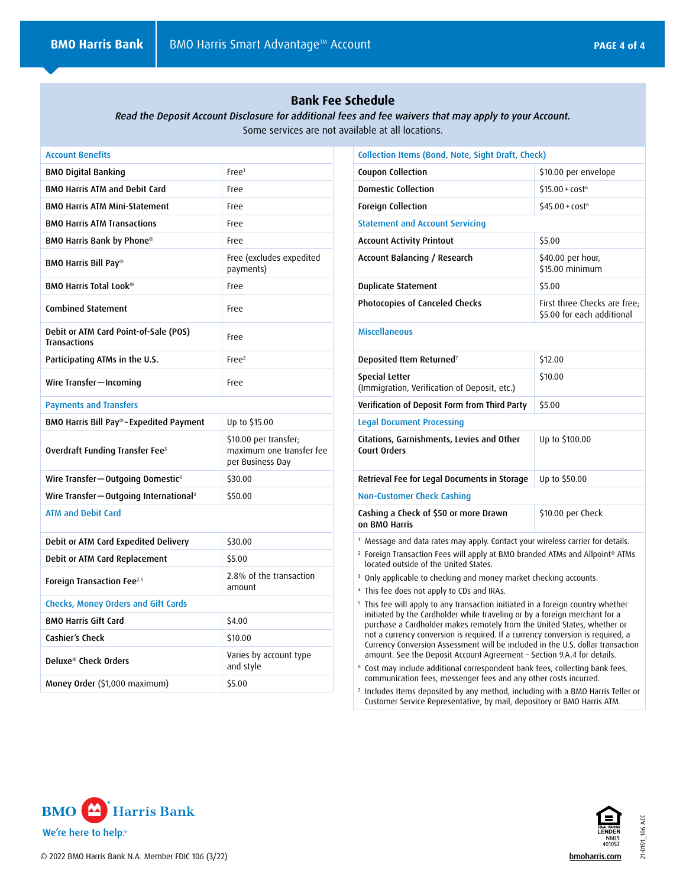## Bank Fee Schedule

*Read the Deposit Account Disclosure for additional fees and fee waivers that may apply to your Account.*
Some services are not available at all locations.

| | |
|---|---|
| **Account Benefits** | |
| BMO Digital Banking | Free[1] |
| BMO Harris ATM and Debit Card | Free |
| BMO Harris ATM Mini-Statement | Free |
| BMO Harris ATM Transactions | Free |
| BMO Harris Bank by Phone® | Free |
| BMO Harris Bill Pay® | Free (excludes expedited payments) |
| BMO Harris Total Look® | Free |
| Combined Statement | Free |
| Debit or ATM Card Point-of-Sale (POS) Transactions | Free |
| Participating ATMs in the U.S. | Free[2] |
| Wire Transfer—Incoming | Free |
| **Payments and Transfers** | |
| BMO Harris Bill Pay®-Expedited Payment | Up to $15.00 |
| Overdraft Funding Transfer Fee[3] | $10.00 per transfer; maximum one transfer fee per Business Day |
| Wire Transfer—Outgoing Domestic[4] | $30.00 |
| Wire Transfer—Outgoing International[4] | $50.00 |
| **ATM and Debit Card** | |
| Debit or ATM Card Expedited Delivery | $30.00 |
| Debit or ATM Card Replacement | $5.00 |
| Foreign Transaction Fee[2,5] | 2.8% of the transaction amount |
| **Checks, Money Orders and Gift Cards** | |
| BMO Harris Gift Card | $4.00 |
| Cashier's Check | $10.00 |
| Deluxe® Check Orders | Varies by account type and style |
| Money Order ($1,000 maximum) | $5.00 |

| | |
|---|---|
| **Collection Items (Bond, Note, Sight Draft, Check)** | |
| Coupon Collection | $10.00 per envelope |
| Domestic Collection | $15.00 + cost[6] |
| Foreign Collection | $45.00 + cost[6] |
| **Statement and Account Servicing** | |
| Account Activity Printout | $5.00 |
| Account Balancing / Research | $40.00 per hour, $15.00 minimum |
| Duplicate Statement | $5.00 |
| Photocopies of Canceled Checks | First three Checks are free; $5.00 for each additional |
| **Miscellaneous** | |
| Deposited Item Returned[7] | $12.00 |
| Special Letter (Immigration, Verification of Deposit, etc.) | $10.00 |
| Verification of Deposit Form from Third Party | $5.00 |
| **Legal Document Processing** | |
| Citations, Garnishments, Levies and Other Court Orders | Up to $100.00 |
| Retrieval Fee for Legal Documents in Storage | Up to $50.00 |
| **Non-Customer Check Cashing** | |
| Cashing a Check of $50 or more Drawn on BMO Harris | $10.00 per Check |

1 Message and data rates may apply. Contact your wireless carrier for details.

2 Foreign Transaction Fees will apply at BMO branded ATMs and Allpoint® ATMs located outside of the United States.

3 Only applicable to checking and money market checking accounts.

4 This fee does not apply to CDs and IRAs.

5 This fee will apply to any transaction initiated in a foreign country whether initiated by the Cardholder while traveling or by a foreign merchant for a purchase a Cardholder makes remotely from the United States, whether or not a currency conversion is required. If a currency conversion is required, a Currency Conversion Assessment will be included in the U.S. dollar transaction amount. See the Deposit Account Agreement – Section 9.A.4 for details.

6 Cost may include additional correspondent bank fees, collecting bank fees, communication fees, messenger fees and any other costs incurred.

7 Includes Items deposited by any method, including with a BMO Harris Teller or Customer Service Representative, by mail, depository or BMO Harris ATM.

BMO Harris Bank
We're here to help.℠

© 2022 BMO Harris Bank N.A. Member FDIC 106 (3/22)

EQUAL HOUSING LENDER NMLS 401052

bmoharris.com

21-0191_106 ACC